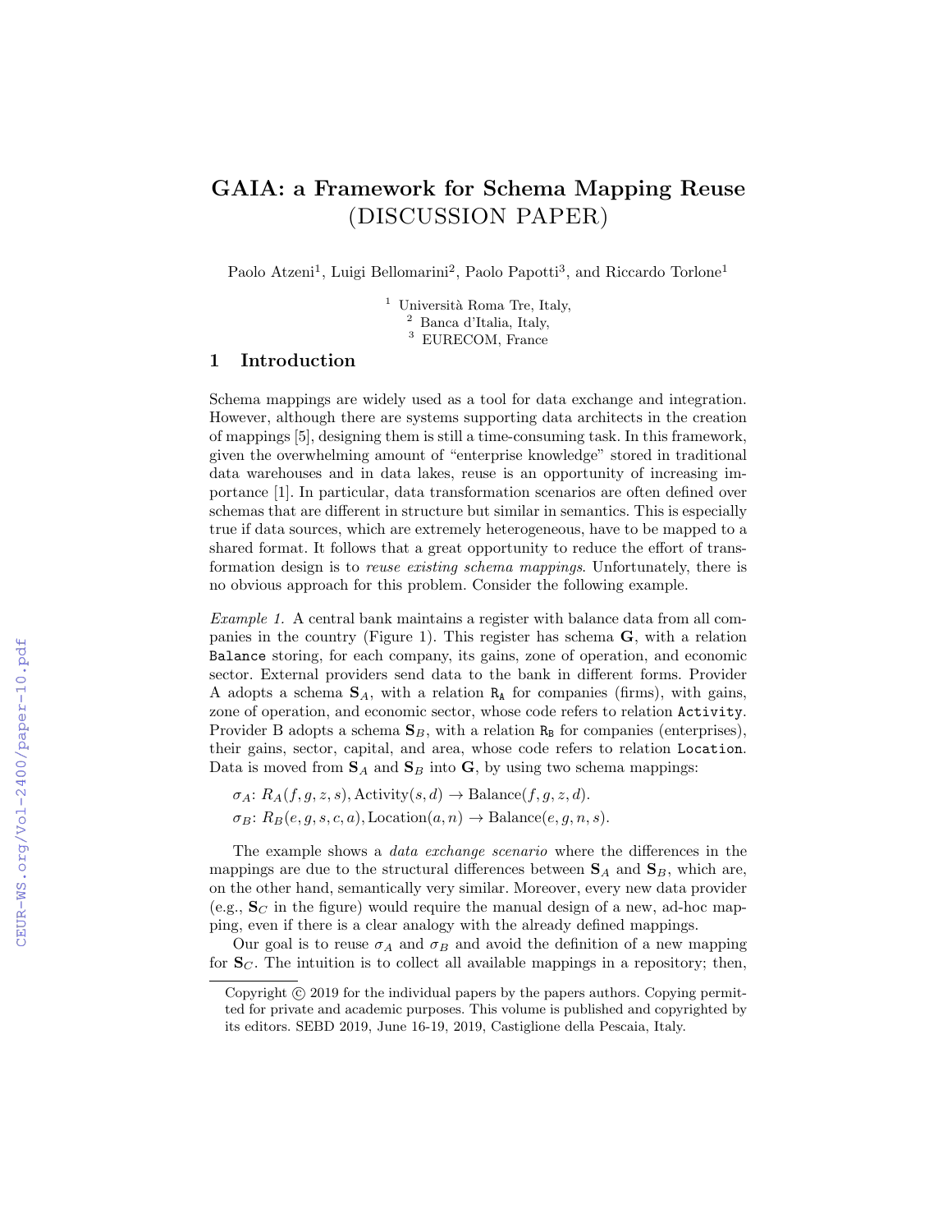# GAIA: a Framework for Schema Mapping Reuse (DISCUSSION PAPER)

Paolo Atzeni[1], Luigi Bellomarini[2], Paolo Papotti[3], and Riccardo Torlone[1]

[1] Università Roma Tre, Italy,
[2] Banca d'Italia, Italy,
[3] EURECOM, France

## 1 Introduction

Schema mappings are widely used as a tool for data exchange and integration. However, although there are systems supporting data architects in the creation of mappings [5], designing them is still a time-consuming task. In this framework, given the overwhelming amount of "enterprise knowledge" stored in traditional data warehouses and in data lakes, reuse is an opportunity of increasing importance [1]. In particular, data transformation scenarios are often defined over schemas that are different in structure but similar in semantics. This is especially true if data sources, which are extremely heterogeneous, have to be mapped to a shared format. It follows that a great opportunity to reduce the effort of transformation design is to *reuse existing schema mappings*. Unfortunately, there is no obvious approach for this problem. Consider the following example.

*Example 1.* A central bank maintains a register with balance data from all companies in the country (Figure 1). This register has schema $\mathbf{G}$, with a relation `Balance` storing, for each company, its gains, zone of operation, and economic sector. External providers send data to the bank in different forms. Provider A adopts a schema $\mathbf{S}_A$, with a relation $\mathtt{R_A}$ for companies (firms), with gains, zone of operation, and economic sector, whose code refers to relation `Activity`. Provider B adopts a schema $\mathbf{S}_B$, with a relation $\mathtt{R_B}$ for companies (enterprises), their gains, sector, capital, and area, whose code refers to relation `Location`. Data is moved from $\mathbf{S}_A$ and $\mathbf{S}_B$ into $\mathbf{G}$, by using two schema mappings:

$\sigma_A$: $R_A(f, g, z, s), \text{Activity}(s, d) \rightarrow \text{Balance}(f, g, z, d)$.

$\sigma_B$: $R_B(e, g, s, c, a), \text{Location}(a, n) \rightarrow \text{Balance}(e, g, n, s)$.

The example shows a *data exchange scenario* where the differences in the mappings are due to the structural differences between $\mathbf{S}_A$ and $\mathbf{S}_B$, which are, on the other hand, semantically very similar. Moreover, every new data provider (e.g., $\mathbf{S}_C$ in the figure) would require the manual design of a new, ad-hoc mapping, even if there is a clear analogy with the already defined mappings.

Our goal is to reuse $\sigma_A$ and $\sigma_B$ and avoid the definition of a new mapping for $\mathbf{S}_C$. The intuition is to collect all available mappings in a repository; then,

Copyright © 2019 for the individual papers by the papers authors. Copying permitted for private and academic purposes. This volume is published and copyrighted by its editors. SEBD 2019, June 16-19, 2019, Castiglione della Pescaia, Italy.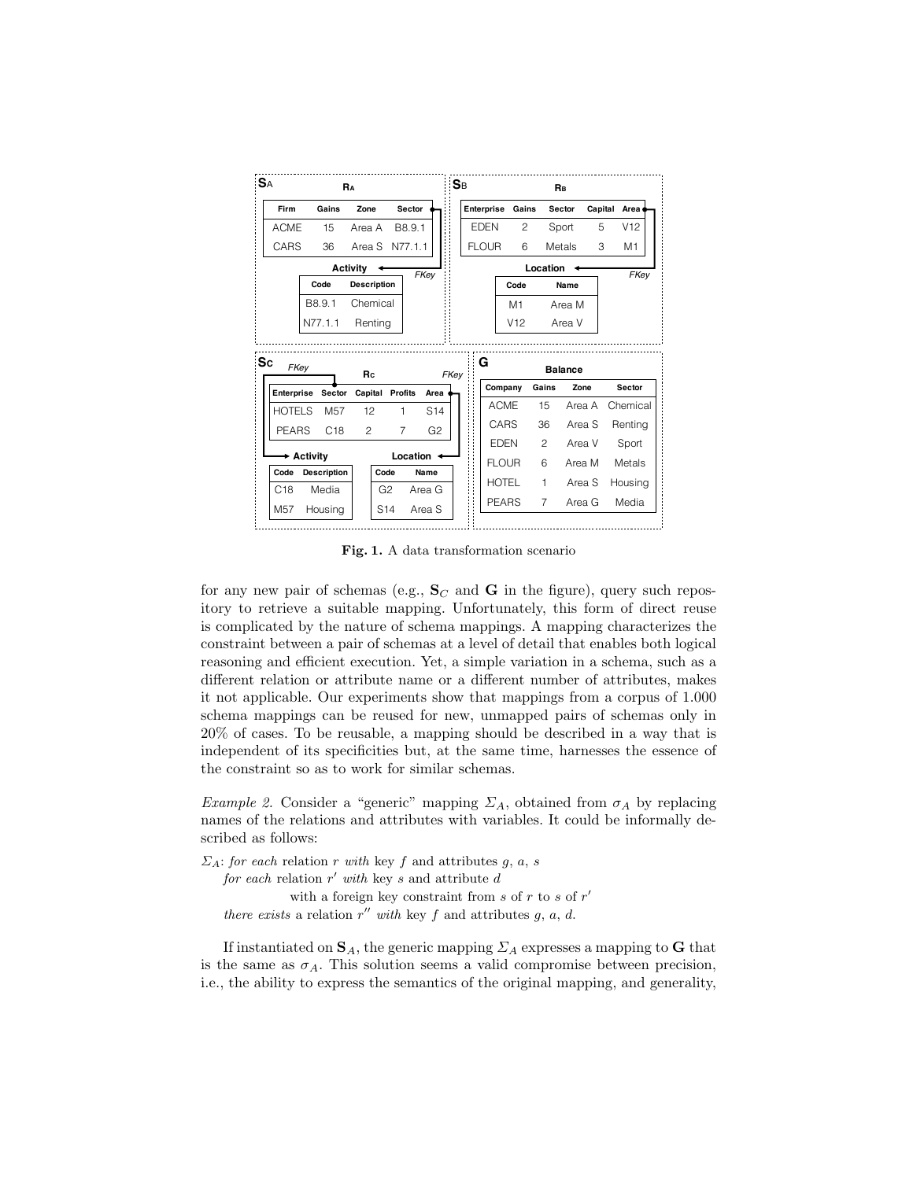**$\mathbf{S}_A$**

**$\mathbf{R}_A$**

| Firm | Gains | Zone | Sector |
|---|---|---|---|
| ACME | 15 | Area A | B8.9.1 |
| CARS | 36 | Area S | N77.1.1 |

FKey (Sector → Activity.Code)

**Activity**

| Code | Description |
|---|---|
| B8.9.1 | Chemical |
| N77.1.1 | Renting |

**$\mathbf{S}_B$**

**$\mathbf{R}_B$**

| Enterprise | Gains | Sector | Capital | Area |
|---|---|---|---|---|
| EDEN | 2 | Sport | 5 | V12 |
| FLOUR | 6 | Metals | 3 | M1 |

FKey (Area → Location.Code)

**Location**

| Code | Name |
|---|---|
| M1 | Area M |
| V12 | Area V |

**$\mathbf{S}_C$**

**$\mathbf{R}_C$**

| Enterprise | Sector | Capital | Profits | Area |
|---|---|---|---|---|
| HOTELS | M57 | 12 | 1 | S14 |
| PEARS | C18 | 2 | 7 | G2 |

FKey (Sector → Activity.Code), FKey (Area → Location.Code)

**Activity**

| Code | Description |
|---|---|
| C18 | Media |
| M57 | Housing |

**Location**

| Code | Name |
|---|---|
| G2 | Area G |
| S14 | Area S |

**$\mathbf{G}$**

**Balance**

| Company | Gains | Zone | Sector |
|---|---|---|---|
| ACME | 15 | Area A | Chemical |
| CARS | 36 | Area S | Renting |
| EDEN | 2 | Area V | Sport |
| FLOUR | 6 | Area M | Metals |
| HOTEL | 1 | Area S | Housing |
| PEARS | 7 | Area G | Media |

**Fig. 1.** A data transformation scenario

for any new pair of schemas (e.g., $\mathbf{S}_C$ and $\mathbf{G}$ in the figure), query such repository to retrieve a suitable mapping. Unfortunately, this form of direct reuse is complicated by the nature of schema mappings. A mapping characterizes the constraint between a pair of schemas at a level of detail that enables both logical reasoning and efficient execution. Yet, a simple variation in a schema, such as a different relation or attribute name or a different number of attributes, makes it not applicable. Our experiments show that mappings from a corpus of 1.000 schema mappings can be reused for new, unmapped pairs of schemas only in 20% of cases. To be reusable, a mapping should be described in a way that is independent of its specificities but, at the same time, harnesses the essence of the constraint so as to work for similar schemas.

*Example 2.* Consider a "generic" mapping $\Sigma_A$, obtained from $\sigma_A$ by replacing names of the relations and attributes with variables. It could be informally described as follows:

$\Sigma_A$: *for each* relation $r$ *with* key $f$ and attributes $g$, $a$, $s$
    *for each* relation $r'$ *with* key $s$ and attribute $d$
        with a foreign key constraint from $s$ of $r$ to $s$ of $r'$
    *there exists* a relation $r''$ *with* key $f$ and attributes $g$, $a$, $d$.

If instantiated on $\mathbf{S}_A$, the generic mapping $\Sigma_A$ expresses a mapping to $\mathbf{G}$ that is the same as $\sigma_A$. This solution seems a valid compromise between precision, i.e., the ability to express the semantics of the original mapping, and generality,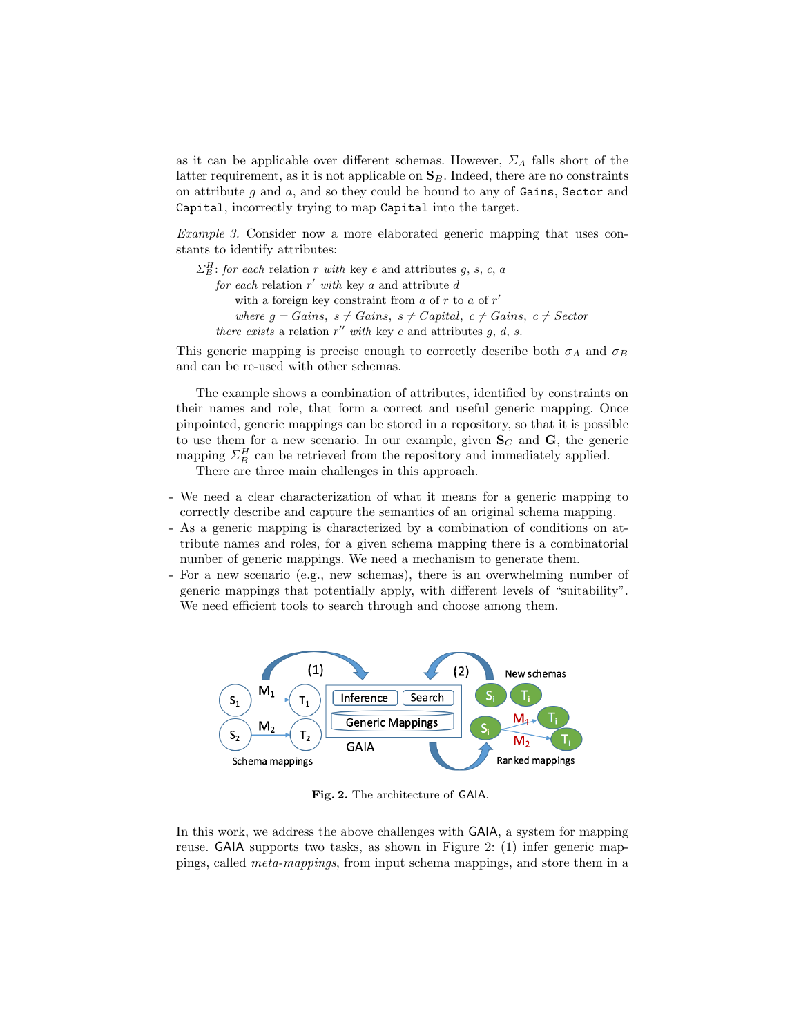as it can be applicable over different schemas. However, $\Sigma_A$ falls short of the latter requirement, as it is not applicable on $\mathbf{S}_B$. Indeed, there are no constraints on attribute $g$ and $a$, and so they could be bound to any of `Gains`, `Sector` and `Capital`, incorrectly trying to map `Capital` into the target.

*Example 3.* Consider now a more elaborated generic mapping that uses constants to identify attributes:

$\Sigma^H_B$: *for each* relation $r$ *with* key $e$ and attributes $g$, $s$, $c$, $a$
  *for each* relation $r'$ *with* key $a$ and attribute $d$
    with a foreign key constraint from $a$ of $r$ to $a$ of $r'$
    *where* $g = Gains,\ s \neq Gains,\ s \neq Capital,\ c \neq Gains,\ c \neq Sector$
  *there exists* a relation $r''$ *with* key $e$ and attributes $g$, $d$, $s$.

This generic mapping is precise enough to correctly describe both $\sigma_A$ and $\sigma_B$ and can be re-used with other schemas.

The example shows a combination of attributes, identified by constraints on their names and role, that form a correct and useful generic mapping. Once pinpointed, generic mappings can be stored in a repository, so that it is possible to use them for a new scenario. In our example, given $\mathbf{S}_C$ and $\mathbf{G}$, the generic mapping $\Sigma^H_B$ can be retrieved from the repository and immediately applied.

There are three main challenges in this approach.

- We need a clear characterization of what it means for a generic mapping to correctly describe and capture the semantics of an original schema mapping.
- As a generic mapping is characterized by a combination of conditions on attribute names and roles, for a given schema mapping there is a combinatorial number of generic mappings. We need a mechanism to generate them.
- For a new scenario (e.g., new schemas), there is an overwhelming number of generic mappings that potentially apply, with different levels of "suitability". We need efficient tools to search through and choose among them.

**Fig. 2.** The architecture of GAIA.

In this work, we address the above challenges with GAIA, a system for mapping reuse. GAIA supports two tasks, as shown in Figure 2: (1) infer generic mappings, called *meta-mappings*, from input schema mappings, and store them in a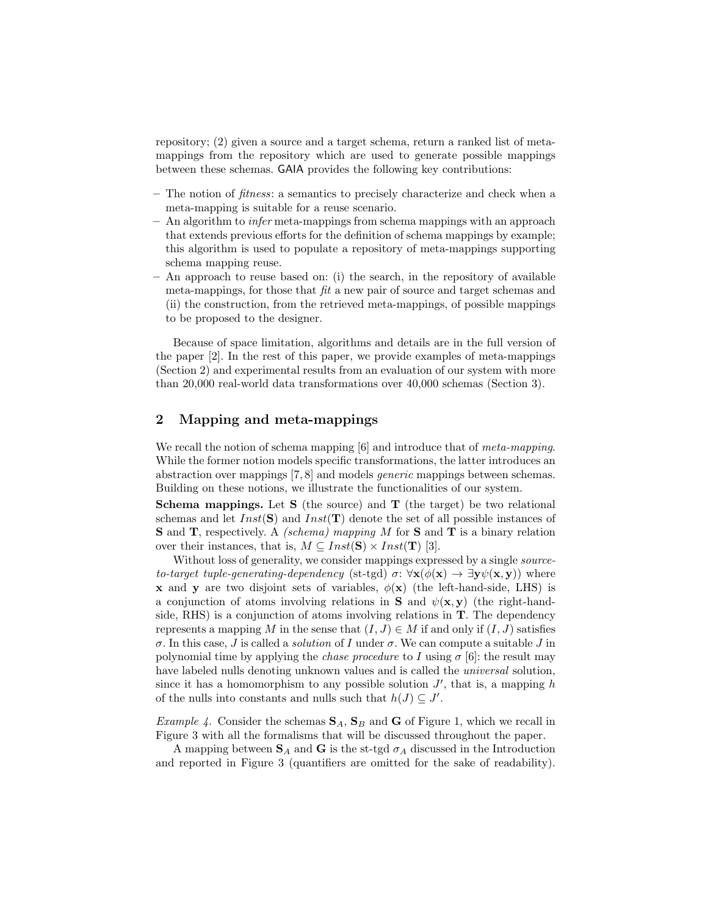repository; (2) given a source and a target schema, return a ranked list of meta-mappings from the repository which are used to generate possible mappings between these schemas. GAIA provides the following key contributions:

- The notion of *fitness*: a semantics to precisely characterize and check when a meta-mapping is suitable for a reuse scenario.
- An algorithm to *infer* meta-mappings from schema mappings with an approach that extends previous efforts for the definition of schema mappings by example; this algorithm is used to populate a repository of meta-mappings supporting schema mapping reuse.
- An approach to reuse based on: (i) the search, in the repository of available meta-mappings, for those that *fit* a new pair of source and target schemas and (ii) the construction, from the retrieved meta-mappings, of possible mappings to be proposed to the designer.

Because of space limitation, algorithms and details are in the full version of the paper [2]. In the rest of this paper, we provide examples of meta-mappings (Section 2) and experimental results from an evaluation of our system with more than 20,000 real-world data transformations over 40,000 schemas (Section 3).

## 2 Mapping and meta-mappings

We recall the notion of schema mapping [6] and introduce that of *meta-mapping*. While the former notion models specific transformations, the latter introduces an abstraction over mappings [7, 8] and models *generic* mappings between schemas. Building on these notions, we illustrate the functionalities of our system.

**Schema mappings.** Let $\mathbf{S}$ (the source) and $\mathbf{T}$ (the target) be two relational schemas and let $Inst(\mathbf{S})$ and $Inst(\mathbf{T})$ denote the set of all possible instances of $\mathbf{S}$ and $\mathbf{T}$, respectively. A *(schema) mapping* $M$ for $\mathbf{S}$ and $\mathbf{T}$ is a binary relation over their instances, that is, $M \subseteq Inst(\mathbf{S}) \times Inst(\mathbf{T})$ [3].

Without loss of generality, we consider mappings expressed by a single *source-to-target tuple-generating-dependency* (st-tgd) $\sigma$: $\forall \mathbf{x}(\phi(\mathbf{x}) \rightarrow \exists \mathbf{y} \psi(\mathbf{x}, \mathbf{y}))$ where $\mathbf{x}$ and $\mathbf{y}$ are two disjoint sets of variables, $\phi(\mathbf{x})$ (the left-hand-side, LHS) is a conjunction of atoms involving relations in $\mathbf{S}$ and $\psi(\mathbf{x}, \mathbf{y})$ (the right-hand-side, RHS) is a conjunction of atoms involving relations in $\mathbf{T}$. The dependency represents a mapping $M$ in the sense that $(I, J) \in M$ if and only if $(I, J)$ satisfies $\sigma$. In this case, $J$ is called a *solution* of $I$ under $\sigma$. We can compute a suitable $J$ in polynomial time by applying the *chase procedure* to $I$ using $\sigma$ [6]: the result may have labeled nulls denoting unknown values and is called the *universal* solution, since it has a homomorphism to any possible solution $J'$, that is, a mapping $h$ of the nulls into constants and nulls such that $h(J) \subseteq J'$.

*Example 4.* Consider the schemas $\mathbf{S}_A$, $\mathbf{S}_B$ and $\mathbf{G}$ of Figure 1, which we recall in Figure 3 with all the formalisms that will be discussed throughout the paper.

A mapping between $\mathbf{S}_A$ and $\mathbf{G}$ is the st-tgd $\sigma_A$ discussed in the Introduction and reported in Figure 3 (quantifiers are omitted for the sake of readability).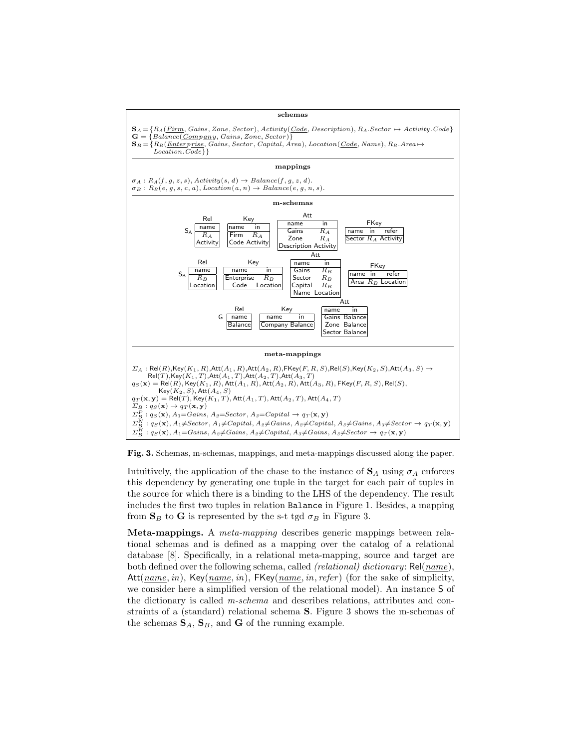**schemas**

$\mathbf{S}_A = \{R_A(\underline{Firm}, Gains, Zone, Sector), Activity(\underline{Code}, Description), R_A.Sector \mapsto Activity.Code\}$
$\mathbf{G} = \{Balance(\underline{Company}, Gains, Zone, Sector)\}$
$\mathbf{S}_B = \{R_B(\underline{Enterprise}, Gains, Sector, Capital, Area), Location(\underline{Code}, Name), R_B.Area \mapsto Location.Code\}\}$

**mappings**

$\sigma_A : R_A(f, g, z, s), Activity(s, d) \rightarrow Balance(f, g, z, d).$
$\sigma_B : R_B(e, g, s, c, a), Location(a, n) \rightarrow Balance(e, g, n, s).$

**m-schemas**

$\mathsf{S_A}$:

Rel

| name |
|---|
| $R_A$ |
| Activity |

Key

| name | in |
|---|---|
| Firm | $R_A$ |
| Code | Activity |

Att

| name | in |
|---|---|
| Gains | $R_A$ |
| Zone | $R_A$ |
| Description | Activity |

FKey

| name | in | refer |
|---|---|---|
| Sector | $R_A$ | Activity |

$\mathsf{S_B}$:

Rel

| name |
|---|
| $R_B$ |
| Location |

Key

| name | in |
|---|---|
| Enterprise | $R_B$ |
| Code | Location |

Att

| name | in |
|---|---|
| Gains | $R_B$ |
| Sector | $R_B$ |
| Capital | $R_B$ |
| Name | Location |

FKey

| name | in | refer |
|---|---|---|
| Area | $R_B$ | Location |

$\mathsf{G}$:

Rel

| name |
|---|
| Balance |

Key

| name | in |
|---|---|
| Company | Balance |

Att

| name | in |
|---|---|
| Gains | Balance |
| Zone | Balance |
| Sector | Balance |

**meta-mappings**

$\Sigma_A$ : $\mathsf{Rel}(R), \mathsf{Key}(K_1, R), \mathsf{Att}(A_1, R), \mathsf{Att}(A_2, R), \mathsf{FKey}(F, R, S), \mathsf{Rel}(S), \mathsf{Key}(K_2, S), \mathsf{Att}(A_3, S) \rightarrow \mathsf{Rel}(T), \mathsf{Key}(K_1, T), \mathsf{Att}(A_1, T), \mathsf{Att}(A_2, T), \mathsf{Att}(A_3, T)$
$q_S(\mathbf{x}) = \mathsf{Rel}(R), \mathsf{Key}(K_1, R), \mathsf{Att}(A_1, R), \mathsf{Att}(A_2, R), \mathsf{Att}(A_3, R), \mathsf{FKey}(F, R, S), \mathsf{Rel}(S), \mathsf{Key}(K_2, S), \mathsf{Att}(A_4, S)$
$q_T(\mathbf{x}, \mathbf{y}) = \mathsf{Rel}(T), \mathsf{Key}(K_1, T), \mathsf{Att}(A_1, T), \mathsf{Att}(A_2, T), \mathsf{Att}(A_4, T)$
$\Sigma_B : q_S(\mathbf{x}) \rightarrow q_T(\mathbf{x}, \mathbf{y})$
$\Sigma_B^P : q_S(\mathbf{x}), A_1{=}Gains, A_2{=}Sector, A_3{=}Capital \rightarrow q_T(\mathbf{x}, \mathbf{y})$
$\Sigma_B^N : q_S(\mathbf{x}), A_1{\neq}Sector, A_1{\neq}Capital, A_2{\neq}Gains, A_2{\neq}Capital, A_3{\neq}Gains, A_3{\neq}Sector \rightarrow q_T(\mathbf{x}, \mathbf{y})$
$\Sigma_B^H : q_S(\mathbf{x}), A_1{=}Gains, A_2{\neq}Gains, A_2{\neq}Capital, A_3{\neq}Gains, A_3{\neq}Sector \rightarrow q_T(\mathbf{x}, \mathbf{y})$

**Fig. 3.** Schemas, m-schemas, mappings, and meta-mappings discussed along the paper.

Intuitively, the application of the chase to the instance of $\mathbf{S}_A$ using $\sigma_A$ enforces this dependency by generating one tuple in the target for each pair of tuples in the source for which there is a binding to the LHS of the dependency. The result includes the first two tuples in relation Balance in Figure 1. Besides, a mapping from $\mathbf{S}_B$ to $\mathbf{G}$ is represented by the s-t tgd $\sigma_B$ in Figure 3.

**Meta-mappings.** A *meta-mapping* describes generic mappings between relational schemas and is defined as a mapping over the catalog of a relational database [8]. Specifically, in a relational meta-mapping, source and target are both defined over the following schema, called *(relational) dictionary*: Rel(<u>name</u>), Att(<u>name</u>, <u>in</u>), Key(<u>name</u>, in), FKey(<u>name</u>, in, refer) (for the sake of simplicity, we consider here a simplified version of the relational model). An instance S of the dictionary is called *m-schema* and describes relations, attributes and constraints of a (standard) relational schema **S**. Figure 3 shows the m-schemas of the schemas $\mathbf{S}_A$, $\mathbf{S}_B$, and $\mathbf{G}$ of the running example.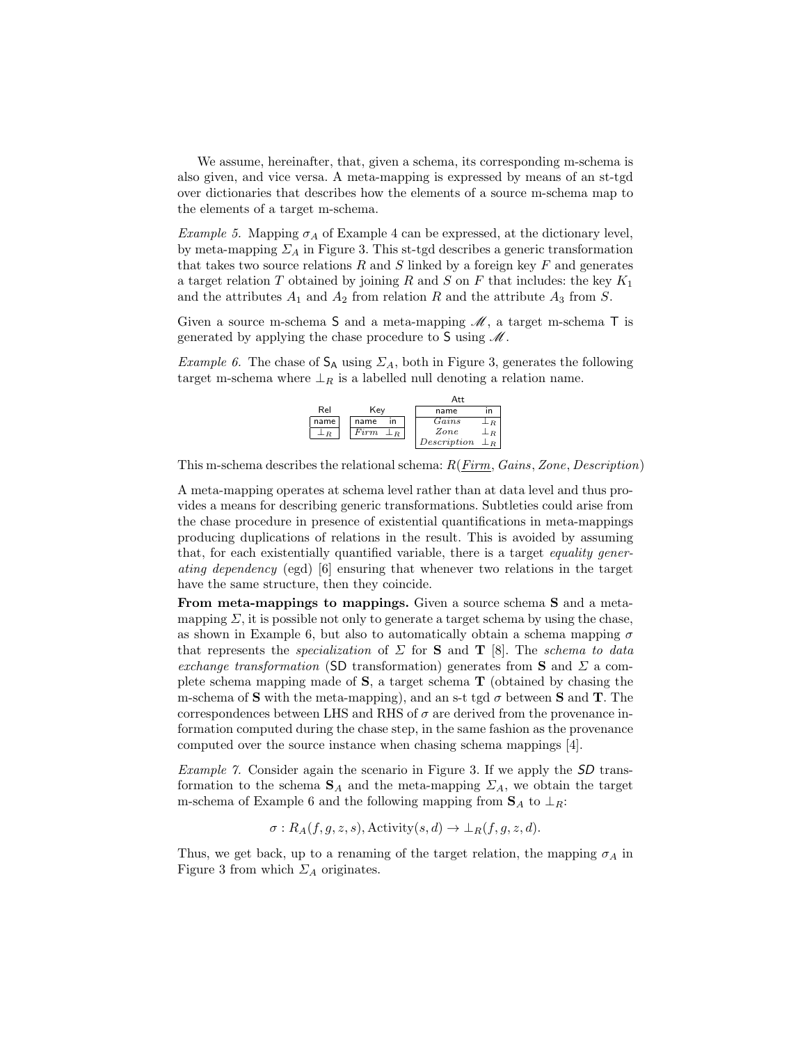We assume, hereinafter, that, given a schema, its corresponding m-schema is also given, and vice versa. A meta-mapping is expressed by means of an st-tgd over dictionaries that describes how the elements of a source m-schema map to the elements of a target m-schema.

*Example 5.* Mapping $\sigma_A$ of Example 4 can be expressed, at the dictionary level, by meta-mapping $\Sigma_A$ in Figure 3. This st-tgd describes a generic transformation that takes two source relations $R$ and $S$ linked by a foreign key $F$ and generates a target relation $T$ obtained by joining $R$ and $S$ on $F$ that includes: the key $K_1$ and the attributes $A_1$ and $A_2$ from relation $R$ and the attribute $A_3$ from $S$.

Given a source m-schema $\mathsf{S}$ and a meta-mapping $\mathscr{M}$, a target m-schema $\mathsf{T}$ is generated by applying the chase procedure to $\mathsf{S}$ using $\mathscr{M}$.

*Example 6.* The chase of $\mathsf{S_A}$ using $\Sigma_A$, both in Figure 3, generates the following target m-schema where $\perp_R$ is a labelled null denoting a relation name.

Rel

| name |
|---|
| $\perp_R$ |

Key

| name | in |
|---|---|
| *Firm* | $\perp_R$ |

Att

| name | in |
|---|---|
| *Gains* | $\perp_R$ |
| *Zone* | $\perp_R$ |
| *Description* | $\perp_R$ |

This m-schema describes the relational schema: $R(\underline{Firm}, Gains, Zone, Description)$

A meta-mapping operates at schema level rather than at data level and thus provides a means for describing generic transformations. Subtleties could arise from the chase procedure in presence of existential quantifications in meta-mappings producing duplications of relations in the result. This is avoided by assuming that, for each existentially quantified variable, there is a target *equality generating dependency* (egd) [6] ensuring that whenever two relations in the target have the same structure, then they coincide.

**From meta-mappings to mappings.** Given a source schema $\mathbf{S}$ and a meta-mapping $\Sigma$, it is possible not only to generate a target schema by using the chase, as shown in Example 6, but also to automatically obtain a schema mapping $\sigma$ that represents the *specialization* of $\Sigma$ for $\mathbf{S}$ and $\mathbf{T}$ [8]. The *schema to data exchange transformation* (SD transformation) generates from $\mathbf{S}$ and $\Sigma$ a complete schema mapping made of $\mathbf{S}$, a target schema $\mathbf{T}$ (obtained by chasing the m-schema of $\mathbf{S}$ with the meta-mapping), and an s-t tgd $\sigma$ between $\mathbf{S}$ and $\mathbf{T}$. The correspondences between LHS and RHS of $\sigma$ are derived from the provenance information computed during the chase step, in the same fashion as the provenance computed over the source instance when chasing schema mappings [4].

*Example 7.* Consider again the scenario in Figure 3. If we apply the *SD* transformation to the schema $\mathbf{S}_A$ and the meta-mapping $\Sigma_A$, we obtain the target m-schema of Example 6 and the following mapping from $\mathbf{S}_A$ to $\perp_R$:

$$\sigma : R_A(f, g, z, s), \text{Activity}(s, d) \rightarrow \perp_R(f, g, z, d).$$

Thus, we get back, up to a renaming of the target relation, the mapping $\sigma_A$ in Figure 3 from which $\Sigma_A$ originates.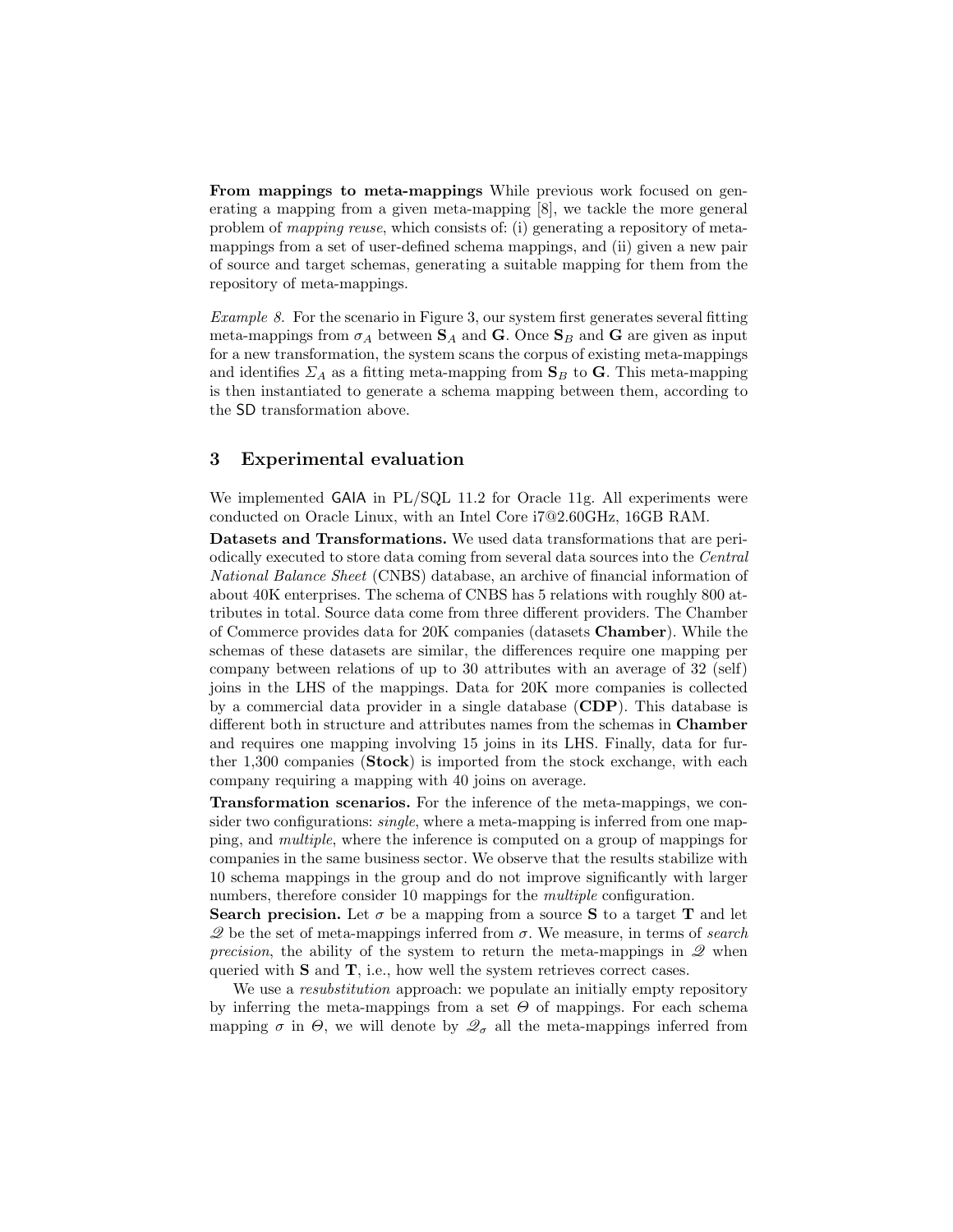**From mappings to meta-mappings** While previous work focused on generating a mapping from a given meta-mapping [8], we tackle the more general problem of *mapping reuse*, which consists of: (i) generating a repository of meta-mappings from a set of user-defined schema mappings, and (ii) given a new pair of source and target schemas, generating a suitable mapping for them from the repository of meta-mappings.

*Example 8.* For the scenario in Figure 3, our system first generates several fitting meta-mappings from $\sigma_A$ between $\mathbf{S}_A$ and $\mathbf{G}$. Once $\mathbf{S}_B$ and $\mathbf{G}$ are given as input for a new transformation, the system scans the corpus of existing meta-mappings and identifies $\Sigma_A$ as a fitting meta-mapping from $\mathbf{S}_B$ to $\mathbf{G}$. This meta-mapping is then instantiated to generate a schema mapping between them, according to the SD transformation above.

## 3 Experimental evaluation

We implemented GAIA in PL/SQL 11.2 for Oracle 11g. All experiments were conducted on Oracle Linux, with an Intel Core i7@2.60GHz, 16GB RAM.

**Datasets and Transformations.** We used data transformations that are periodically executed to store data coming from several data sources into the *Central National Balance Sheet* (CNBS) database, an archive of financial information of about 40K enterprises. The schema of CNBS has 5 relations with roughly 800 attributes in total. Source data come from three different providers. The Chamber of Commerce provides data for 20K companies (datasets **Chamber**). While the schemas of these datasets are similar, the differences require one mapping per company between relations of up to 30 attributes with an average of 32 (self) joins in the LHS of the mappings. Data for 20K more companies is collected by a commercial data provider in a single database (**CDP**). This database is different both in structure and attributes names from the schemas in **Chamber** and requires one mapping involving 15 joins in its LHS. Finally, data for further 1,300 companies (**Stock**) is imported from the stock exchange, with each company requiring a mapping with 40 joins on average.

**Transformation scenarios.** For the inference of the meta-mappings, we consider two configurations: *single*, where a meta-mapping is inferred from one mapping, and *multiple*, where the inference is computed on a group of mappings for companies in the same business sector. We observe that the results stabilize with 10 schema mappings in the group and do not improve significantly with larger numbers, therefore consider 10 mappings for the *multiple* configuration.

**Search precision.** Let $\sigma$ be a mapping from a source $\mathbf{S}$ to a target $\mathbf{T}$ and let $\mathscr{Q}$ be the set of meta-mappings inferred from $\sigma$. We measure, in terms of *search precision*, the ability of the system to return the meta-mappings in $\mathscr{Q}$ when queried with $\mathbf{S}$ and $\mathbf{T}$, i.e., how well the system retrieves correct cases.

We use a *resubstitution* approach: we populate an initially empty repository by inferring the meta-mappings from a set $\Theta$ of mappings. For each schema mapping $\sigma$ in $\Theta$, we will denote by $\mathscr{Q}_\sigma$ all the meta-mappings inferred from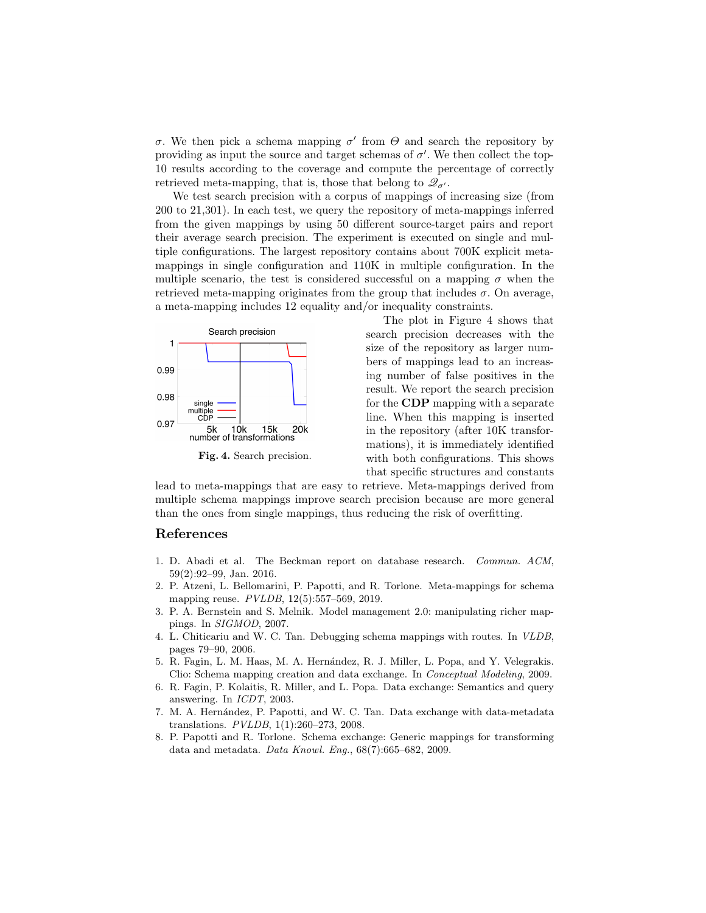$\sigma$. We then pick a schema mapping $\sigma'$ from $\Theta$ and search the repository by providing as input the source and target schemas of $\sigma'$. We then collect the top-10 results according to the coverage and compute the percentage of correctly retrieved meta-mapping, that is, those that belong to $\mathcal{Q}_{\sigma'}$.

We test search precision with a corpus of mappings of increasing size (from 200 to 21,301). In each test, we query the repository of meta-mappings inferred from the given mappings by using 50 different source-target pairs and report their average search precision. The experiment is executed on single and multiple configurations. The largest repository contains about 700K explicit meta-mappings in single configuration and 110K in multiple configuration. In the multiple scenario, the test is considered successful on a mapping $\sigma$ when the retrieved meta-mapping originates from the group that includes $\sigma$. On average, a meta-mapping includes 12 equality and/or inequality constraints.

Search precision

1
0.99
0.98
0.97
5k 10k 15k 20k
number of transformations
single
multiple
CDP

**Fig. 4.** Search precision.

The plot in Figure 4 shows that search precision decreases with the size of the repository as larger numbers of mappings lead to an increasing number of false positives in the result. We report the search precision for the **CDP** mapping with a separate line. When this mapping is inserted in the repository (after 10K transformations), it is immediately identified with both configurations. This shows that specific structures and constants lead to meta-mappings that are easy to retrieve. Meta-mappings derived from multiple schema mappings improve search precision because are more general than the ones from single mappings, thus reducing the risk of overfitting.

## References

1. D. Abadi et al. The Beckman report on database research. *Commun. ACM*, 59(2):92–99, Jan. 2016.
2. P. Atzeni, L. Bellomarini, P. Papotti, and R. Torlone. Meta-mappings for schema mapping reuse. *PVLDB*, 12(5):557–569, 2019.
3. P. A. Bernstein and S. Melnik. Model management 2.0: manipulating richer mappings. In *SIGMOD*, 2007.
4. L. Chiticariu and W. C. Tan. Debugging schema mappings with routes. In *VLDB*, pages 79–90, 2006.
5. R. Fagin, L. M. Haas, M. A. Hernández, R. J. Miller, L. Popa, and Y. Velegrakis. Clio: Schema mapping creation and data exchange. In *Conceptual Modeling*, 2009.
6. R. Fagin, P. Kolaitis, R. Miller, and L. Popa. Data exchange: Semantics and query answering. In *ICDT*, 2003.
7. M. A. Hernández, P. Papotti, and W. C. Tan. Data exchange with data-metadata translations. *PVLDB*, 1(1):260–273, 2008.
8. P. Papotti and R. Torlone. Schema exchange: Generic mappings for transforming data and metadata. *Data Knowl. Eng.*, 68(7):665–682, 2009.